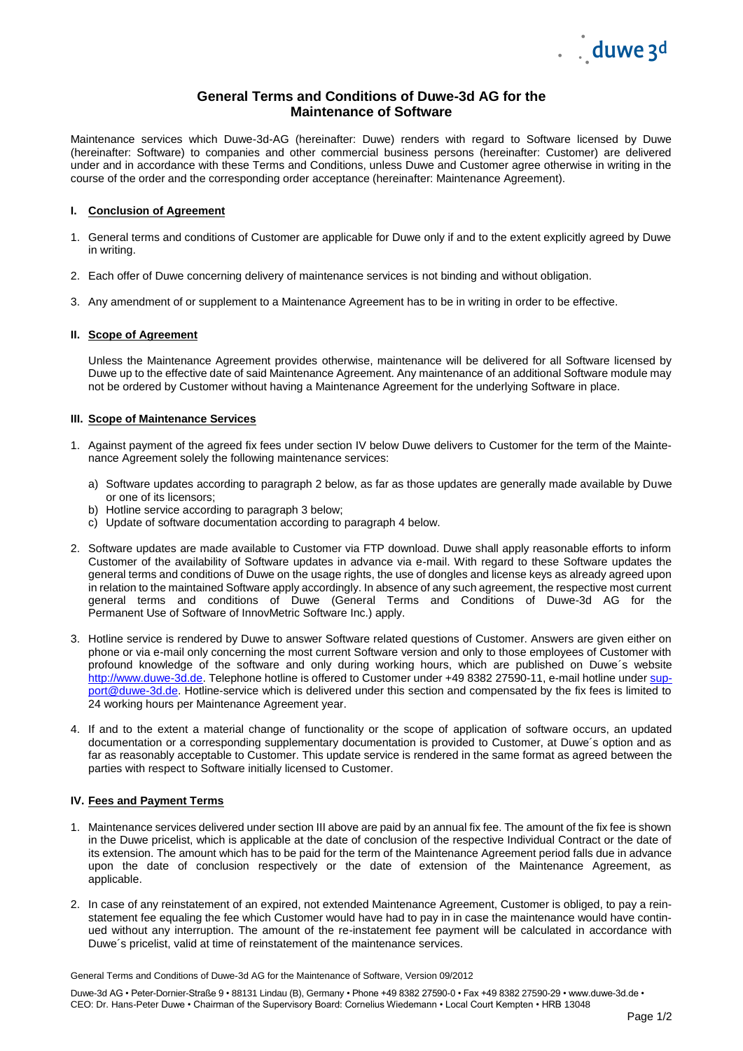# General Terms and Conditions of Duwe-3d AG for the Maintenance of Software

Maintenance services which Duwe-3d-AG (hereinafter: Duwe) renders with regard to Software licensed by Duwe (hereinafter: Software) to companies and other commercial business persons (hereinafter: Customer) are delivered under and in accordance with these Terms and Conditions, unless Duwe and Customer agree otherwise in writing in the course of the order and the corresponding order acceptance (hereinafter: Maintenance Agreement).

## I. Conclusion of Agreement

1. General terms and conditions of Customer are applicable for Duwe only if and to the extent explicitly agreed by Duwe in writing.
2. Each offer of Duwe concerning delivery of maintenance services is not binding and without obligation.
3. Any amendment of or supplement to a Maintenance Agreement has to be in writing in order to be effective.

## II. Scope of Agreement

Unless the Maintenance Agreement provides otherwise, maintenance will be delivered for all Software licensed by Duwe up to the effective date of said Maintenance Agreement. Any maintenance of an additional Software module may not be ordered by Customer without having a Maintenance Agreement for the underlying Software in place.

## III. Scope of Maintenance Services

1. Against payment of the agreed fix fees under section IV below Duwe delivers to Customer for the term of the Maintenance Agreement solely the following maintenance services:
   a) Software updates according to paragraph 2 below, as far as those updates are generally made available by Duwe or one of its licensors;
   b) Hotline service according to paragraph 3 below;
   c) Update of software documentation according to paragraph 4 below.
2. Software updates are made available to Customer via FTP download. Duwe shall apply reasonable efforts to inform Customer of the availability of Software updates in advance via e-mail. With regard to these Software updates the general terms and conditions of Duwe on the usage rights, the use of dongles and license keys as already agreed upon in relation to the maintained Software apply accordingly. In absence of any such agreement, the respective most current general terms and conditions of Duwe (General Terms and Conditions of Duwe-3d AG for the Permanent Use of Software of InnovMetric Software Inc.) apply.
3. Hotline service is rendered by Duwe to answer Software related questions of Customer. Answers are given either on phone or via e-mail only concerning the most current Software version and only to those employees of Customer with profound knowledge of the software and only during working hours, which are published on Duwe´s website http://www.duwe-3d.de. Telephone hotline is offered to Customer under +49 8382 27590-11, e-mail hotline under support@duwe-3d.de. Hotline-service which is delivered under this section and compensated by the fix fees is limited to 24 working hours per Maintenance Agreement year.
4. If and to the extent a material change of functionality or the scope of application of software occurs, an updated documentation or a corresponding supplementary documentation is provided to Customer, at Duwe´s option and as far as reasonably acceptable to Customer. This update service is rendered in the same format as agreed between the parties with respect to Software initially licensed to Customer.

## IV. Fees and Payment Terms

1. Maintenance services delivered under section III above are paid by an annual fix fee. The amount of the fix fee is shown in the Duwe pricelist, which is applicable at the date of conclusion of the respective Individual Contract or the date of its extension. The amount which has to be paid for the term of the Maintenance Agreement period falls due in advance upon the date of conclusion respectively or the date of extension of the Maintenance Agreement, as applicable.
2. In case of any reinstatement of an expired, not extended Maintenance Agreement, Customer is obliged, to pay a reinstatement fee equaling the fee which Customer would have had to pay in in case the maintenance would have continued without any interruption. The amount of the re-instatement fee payment will be calculated in accordance with Duwe´s pricelist, valid at time of reinstatement of the maintenance services.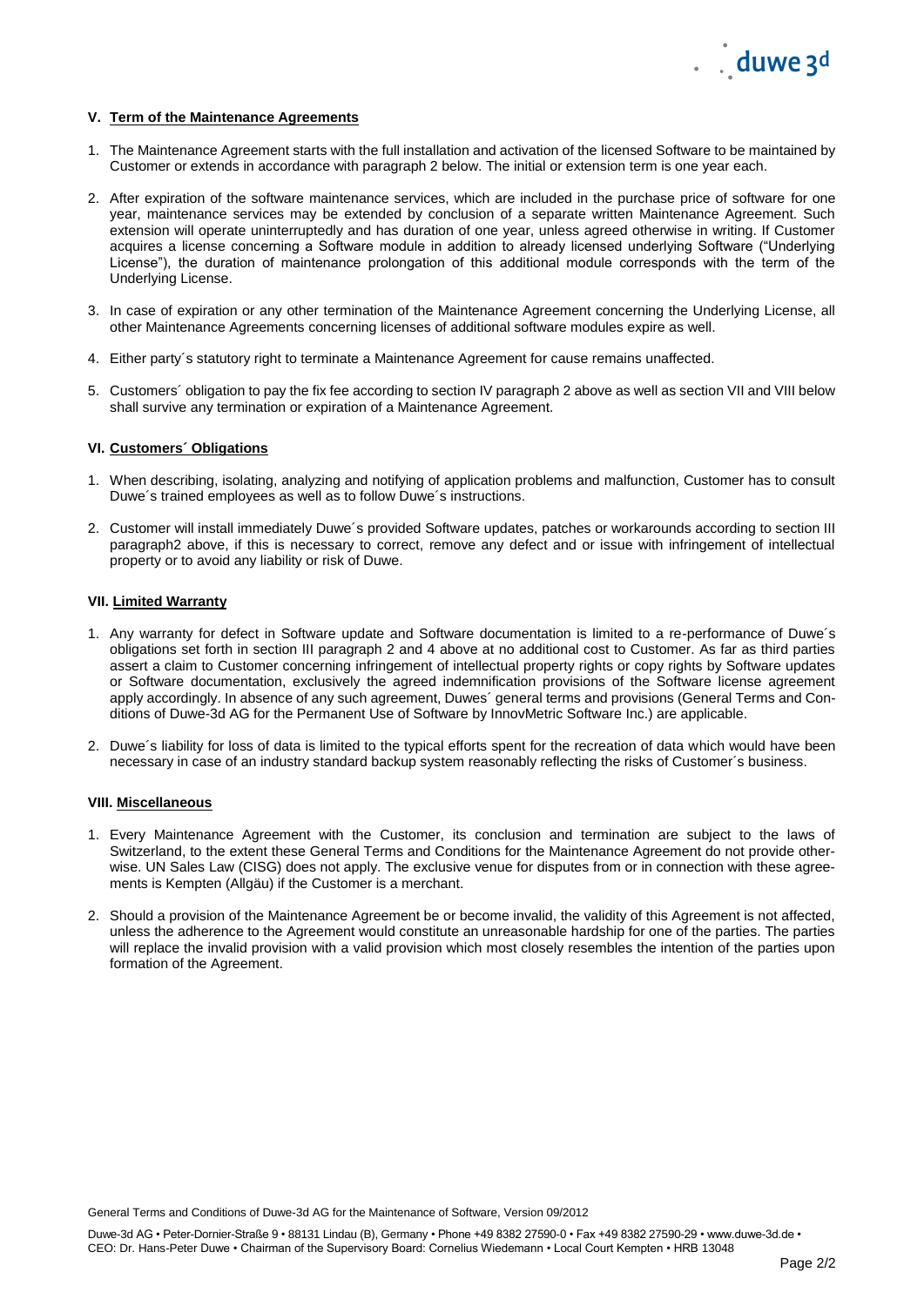## V. Term of the Maintenance Agreements

1. The Maintenance Agreement starts with the full installation and activation of the licensed Software to be maintained by Customer or extends in accordance with paragraph 2 below. The initial or extension term is one year each.
2. After expiration of the software maintenance services, which are included in the purchase price of software for one year, maintenance services may be extended by conclusion of a separate written Maintenance Agreement. Such extension will operate uninterruptedly and has duration of one year, unless agreed otherwise in writing. If Customer acquires a license concerning a Software module in addition to already licensed underlying Software ("Underlying License"), the duration of maintenance prolongation of this additional module corresponds with the term of the Underlying License.
3. In case of expiration or any other termination of the Maintenance Agreement concerning the Underlying License, all other Maintenance Agreements concerning licenses of additional software modules expire as well.
4. Either party´s statutory right to terminate a Maintenance Agreement for cause remains unaffected.
5. Customers´ obligation to pay the fix fee according to section IV paragraph 2 above as well as section VII and VIII below shall survive any termination or expiration of a Maintenance Agreement.

## VI. Customers´ Obligations

1. When describing, isolating, analyzing and notifying of application problems and malfunction, Customer has to consult Duwe´s trained employees as well as to follow Duwe´s instructions.
2. Customer will install immediately Duwe´s provided Software updates, patches or workarounds according to section III paragraph2 above, if this is necessary to correct, remove any defect and or issue with infringement of intellectual property or to avoid any liability or risk of Duwe.

## VII. Limited Warranty

1. Any warranty for defect in Software update and Software documentation is limited to a re-performance of Duwe´s obligations set forth in section III paragraph 2 and 4 above at no additional cost to Customer. As far as third parties assert a claim to Customer concerning infringement of intellectual property rights or copy rights by Software updates or Software documentation, exclusively the agreed indemnification provisions of the Software license agreement apply accordingly. In absence of any such agreement, Duwes´ general terms and provisions (General Terms and Conditions of Duwe-3d AG for the Permanent Use of Software by InnovMetric Software Inc.) are applicable.
2. Duwe´s liability for loss of data is limited to the typical efforts spent for the recreation of data which would have been necessary in case of an industry standard backup system reasonably reflecting the risks of Customer´s business.

## VIII. Miscellaneous

1. Every Maintenance Agreement with the Customer, its conclusion and termination are subject to the laws of Switzerland, to the extent these General Terms and Conditions for the Maintenance Agreement do not provide otherwise. UN Sales Law (CISG) does not apply. The exclusive venue for disputes from or in connection with these agreements is Kempten (Allgäu) if the Customer is a merchant.
2. Should a provision of the Maintenance Agreement be or become invalid, the validity of this Agreement is not affected, unless the adherence to the Agreement would constitute an unreasonable hardship for one of the parties. The parties will replace the invalid provision with a valid provision which most closely resembles the intention of the parties upon formation of the Agreement.

General Terms and Conditions of Duwe-3d AG for the Maintenance of Software, Version 09/2012

Duwe-3d AG • Peter-Dornier-Straße 9 • 88131 Lindau (B), Germany • Phone +49 8382 27590-0 • Fax +49 8382 27590-29 • www.duwe-3d.de • CEO: Dr. Hans-Peter Duwe • Chairman of the Supervisory Board: Cornelius Wiedemann • Local Court Kempten • HRB 13048